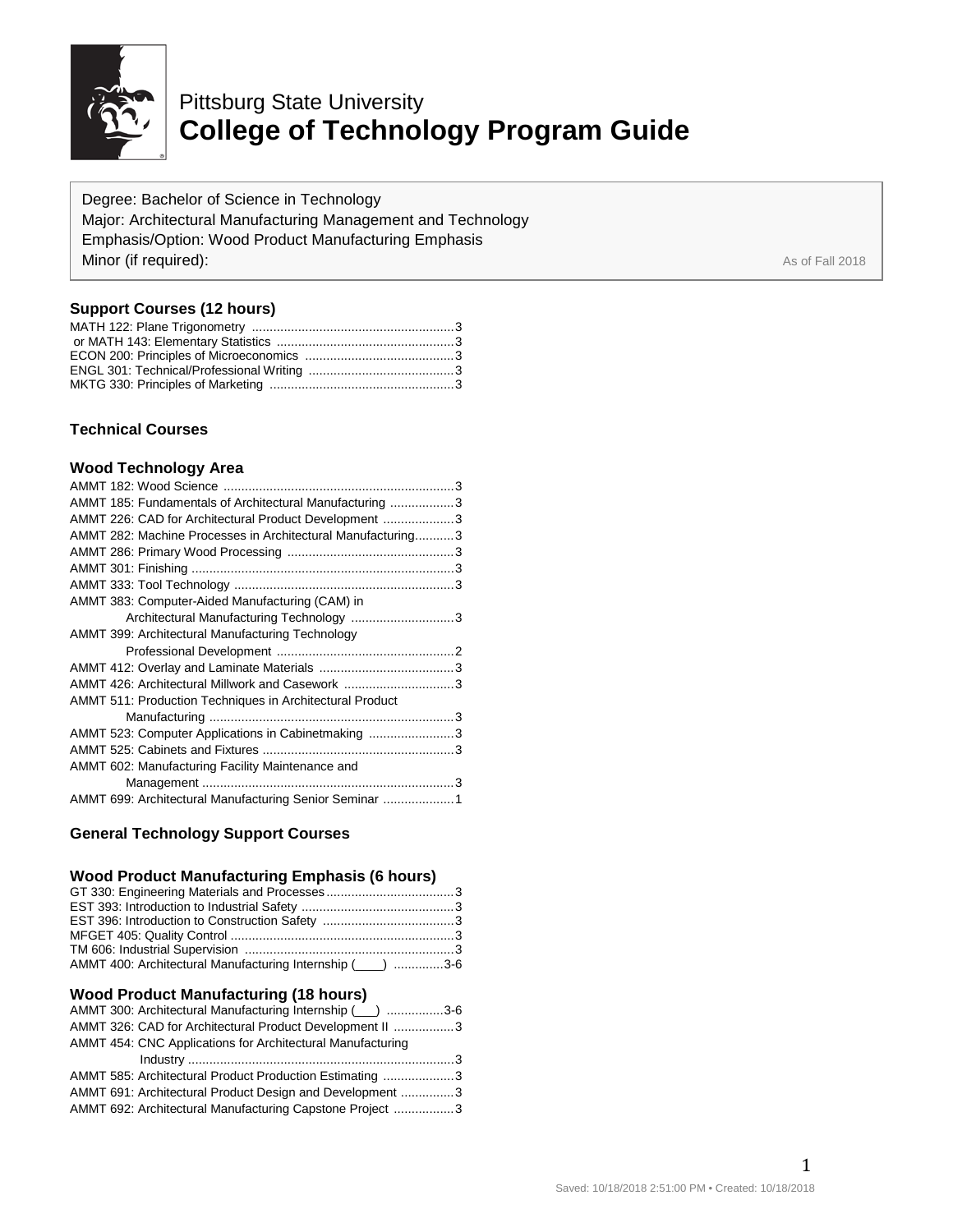# Pittsburg State University
# College of Technology Program Guide

Degree: Bachelor of Science in Technology
Major: Architectural Manufacturing Management and Technology
Emphasis/Option: Wood Product Manufacturing Emphasis
Minor (if required):

As of Fall 2018

### Support Courses (12 hours)

MATH 122: Plane Trigonometry ............................................................3
or MATH 143: Elementary Statistics ..................................................3
ECON 200: Principles of Microeconomics ..........................................3
ENGL 301: Technical/Professional Writing .........................................3
MKTG 330: Principles of Marketing ....................................................3

### Technical Courses

### Wood Technology Area

AMMT 182: Wood Science ..................................................................3
AMMT 185: Fundamentals of Architectural Manufacturing ..................3
AMMT 226: CAD for Architectural Product Development ....................3
AMMT 282: Machine Processes in Architectural Manufacturing...........3
AMMT 286: Primary Wood Processing ...............................................3
AMMT 301: Finishing ...........................................................................3
AMMT 333: Tool Technology ...............................................................3
AMMT 383: Computer-Aided Manufacturing (CAM) in Architectural Manufacturing Technology .............................3
AMMT 399: Architectural Manufacturing Technology Professional Development ..................................................2
AMMT 412: Overlay and Laminate Materials ......................................3
AMMT 426: Architectural Millwork and Casework ...............................3
AMMT 511: Production Techniques in Architectural Product Manufacturing .....................................................................3
AMMT 523: Computer Applications in Cabinetmaking ........................3
AMMT 525: Cabinets and Fixtures ......................................................3
AMMT 602: Manufacturing Facility Maintenance and Management .......................................................................3
AMMT 699: Architectural Manufacturing Senior Seminar ....................1

### General Technology Support Courses

### Wood Product Manufacturing Emphasis (6 hours)

GT 330: Engineering Materials and Processes....................................3
EST 393: Introduction to Industrial Safety ...........................................3
EST 396: Introduction to Construction Safety .....................................3
MFGET 405: Quality Control ................................................................3
TM 606: Industrial Supervision ............................................................3
AMMT 400: Architectural Manufacturing Internship (____) .............3-6

### Wood Product Manufacturing (18 hours)

AMMT 300: Architectural Manufacturing Internship (___) ................3-6
AMMT 326: CAD for Architectural Product Development II .................3
AMMT 454: CNC Applications for Architectural Manufacturing Industry ...........................................................................3
AMMT 585: Architectural Product Production Estimating ....................3
AMMT 691: Architectural Product Design and Development ...............3
AMMT 692: Architectural Manufacturing Capstone Project .................3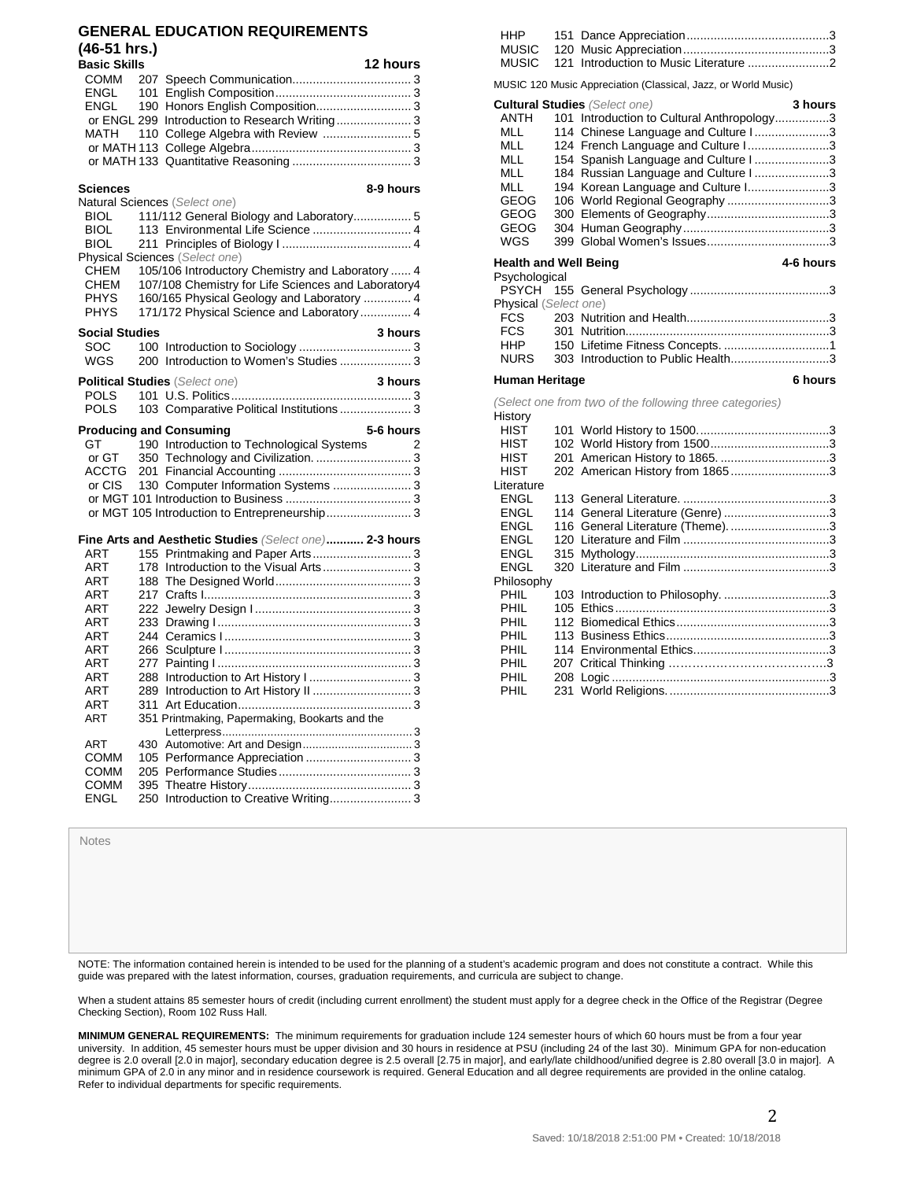## GENERAL EDUCATION REQUIREMENTS (46-51 hrs.)

### Basic Skills — 12 hours

| | | | |
|---|---|---|---|
| COMM | 207 | Speech Communication | 3 |
| ENGL | 101 | English Composition | 3 |
| ENGL | 190 | Honors English Composition | 3 |
| or ENGL | 299 | Introduction to Research Writing | 3 |
| MATH | 110 | College Algebra with Review | 5 |
| or MATH | 113 | College Algebra | 3 |
| or MATH | 133 | Quantitative Reasoning | 3 |

### Sciences — 8-9 hours

Natural Sciences (*Select one*)

| | | | |
|---|---|---|---|
| BIOL | 111/112 | General Biology and Laboratory | 5 |
| BIOL | 113 | Environmental Life Science | 4 |
| BIOL | 211 | Principles of Biology I | 4 |

Physical Sciences (*Select one*)

| | | | |
|---|---|---|---|
| CHEM | 105/106 | Introductory Chemistry and Laboratory | 4 |
| CHEM | 107/108 | Chemistry for Life Sciences and Laboratory | 4 |
| PHYS | 160/165 | Physical Geology and Laboratory | 4 |
| PHYS | 171/172 | Physical Science and Laboratory | 4 |

### Social Studies — 3 hours

| | | | |
|---|---|---|---|
| SOC | 100 | Introduction to Sociology | 3 |
| WGS | 200 | Introduction to Women's Studies | 3 |

### Political Studies (*Select one*) — 3 hours

| | | | |
|---|---|---|---|
| POLS | 101 | U.S. Politics | 3 |
| POLS | 103 | Comparative Political Institutions | 3 |

### Producing and Consuming — 5-6 hours

| | | | |
|---|---|---|---|
| GT | 190 | Introduction to Technological Systems | 2 |
| or GT | 350 | Technology and Civilization. | 3 |
| ACCTG | 201 | Financial Accounting | 3 |
| or CIS | 130 | Computer Information Systems | 3 |
| or MGT | 101 | Introduction to Business | 3 |
| or MGT | 105 | Introduction to Entrepreneurship | 3 |

### Fine Arts and Aesthetic Studies (*Select one*) — 2-3 hours

| | | | |
|---|---|---|---|
| ART | 155 | Printmaking and Paper Arts | 3 |
| ART | 178 | Introduction to the Visual Arts | 3 |
| ART | 188 | The Designed World | 3 |
| ART | 217 | Crafts I | 3 |
| ART | 222 | Jewelry Design I | 3 |
| ART | 233 | Drawing I | 3 |
| ART | 244 | Ceramics I | 3 |
| ART | 266 | Sculpture I | 3 |
| ART | 277 | Painting I | 3 |
| ART | 288 | Introduction to Art History I | 3 |
| ART | 289 | Introduction to Art History II | 3 |
| ART | 311 | Art Education | 3 |
| ART | 351 | Printmaking, Papermaking, Bookarts and the Letterpress | 3 |
| ART | 430 | Automotive: Art and Design | 3 |
| COMM | 105 | Performance Appreciation | 3 |
| COMM | 205 | Performance Studies | 3 |
| COMM | 395 | Theatre History | 3 |
| ENGL | 250 | Introduction to Creative Writing | 3 |
| HHP | 151 | Dance Appreciation | 3 |
| MUSIC | 120 | Music Appreciation | 3 |
| MUSIC | 121 | Introduction to Music Literature | 2 |

MUSIC 120 Music Appreciation (Classical, Jazz, or World Music)

### Cultural Studies (*Select one*) — 3 hours

| | | | |
|---|---|---|---|
| ANTH | 101 | Introduction to Cultural Anthropology | 3 |
| MLL | 114 | Chinese Language and Culture I | 3 |
| MLL | 124 | French Language and Culture I | 3 |
| MLL | 154 | Spanish Language and Culture I | 3 |
| MLL | 184 | Russian Language and Culture I | 3 |
| MLL | 194 | Korean Language and Culture I | 3 |
| GEOG | 106 | World Regional Geography | 3 |
| GEOG | 300 | Elements of Geography | 3 |
| GEOG | 304 | Human Geography | 3 |
| WGS | 399 | Global Women's Issues | 3 |

### Health and Well Being — 4-6 hours

Psychological

| | | | |
|---|---|---|---|
| PSYCH | 155 | General Psychology | 3 |

Physical (*Select one*)

| | | | |
|---|---|---|---|
| FCS | 203 | Nutrition and Health | 3 |
| FCS | 301 | Nutrition | 3 |
| HHP | 150 | Lifetime Fitness Concepts. | 1 |
| NURS | 303 | Introduction to Public Health | 3 |

### Human Heritage — 6 hours

*(Select one from two of the following three categories)*

History

| | | | |
|---|---|---|---|
| HIST | 101 | World History to 1500. | 3 |
| HIST | 102 | World History from 1500 | 3 |
| HIST | 201 | American History to 1865. | 3 |
| HIST | 202 | American History from 1865 | 3 |

Literature

| | | | |
|---|---|---|---|
| ENGL | 113 | General Literature. | 3 |
| ENGL | 114 | General Literature (Genre) | 3 |
| ENGL | 116 | General Literature (Theme). | 3 |
| ENGL | 120 | Literature and Film | 3 |
| ENGL | 315 | Mythology | 3 |
| ENGL | 320 | Literature and Film | 3 |

Philosophy

| | | | |
|---|---|---|---|
| PHIL | 103 | Introduction to Philosophy. | 3 |
| PHIL | 105 | Ethics | 3 |
| PHIL | 112 | Biomedical Ethics | 3 |
| PHIL | 113 | Business Ethics | 3 |
| PHIL | 114 | Environmental Ethics | 3 |
| PHIL | 207 | Critical Thinking | 3 |
| PHIL | 208 | Logic | 3 |
| PHIL | 231 | World Religions. | 3 |

Notes

NOTE: The information contained herein is intended to be used for the planning of a student's academic program and does not constitute a contract. While this guide was prepared with the latest information, courses, graduation requirements, and curricula are subject to change.

When a student attains 85 semester hours of credit (including current enrollment) the student must apply for a degree check in the Office of the Registrar (Degree Checking Section), Room 102 Russ Hall.

**MINIMUM GENERAL REQUIREMENTS:** The minimum requirements for graduation include 124 semester hours of which 60 hours must be from a four year university. In addition, 45 semester hours must be upper division and 30 hours in residence at PSU (including 24 of the last 30). Minimum GPA for non-education degree is 2.0 overall [2.0 in major], secondary education degree is 2.5 overall [2.75 in major], and early/late childhood/unified degree is 2.80 overall [3.0 in major]. A minimum GPA of 2.0 in any minor and in residence coursework is required. General Education and all degree requirements are provided in the online catalog. Refer to individual departments for specific requirements.

Saved: 10/18/2018 2:51:00 PM • Created: 10/18/2018